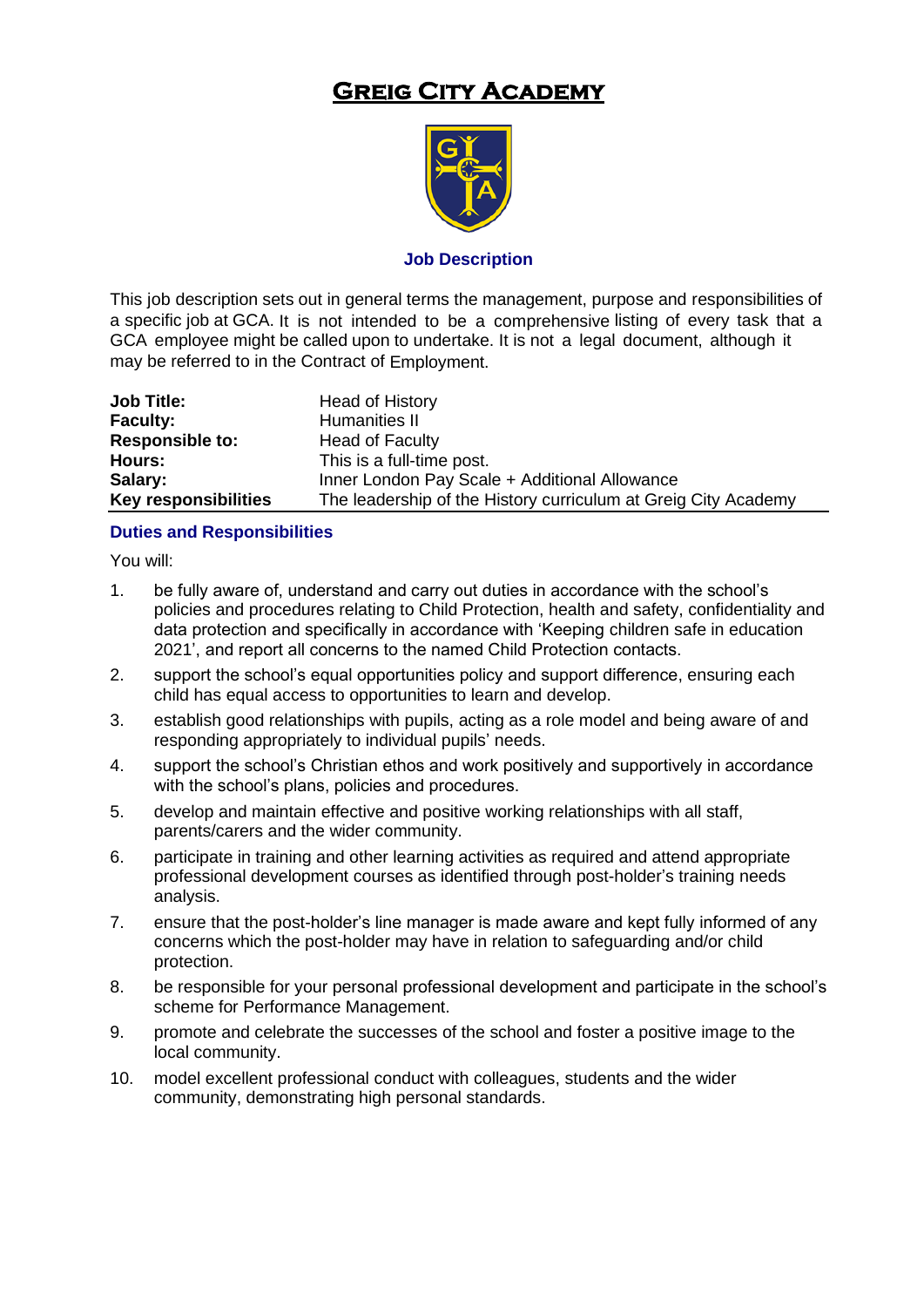# Greig City Academy

### Job Description

This job description sets out in general terms the management, purpose and responsibilities of a specific job at GCA. It is not intended to be a comprehensive listing of every task that a GCA employee might be called upon to undertake. It is not a legal document, although it may be referred to in the Contract of Employment.

| | |
|---|---|
| **Job Title:** | Head of History |
| **Faculty:** | Humanities II |
| **Responsible to:** | Head of Faculty |
| **Hours:** | This is a full-time post. |
| **Salary:** | Inner London Pay Scale + Additional Allowance |
| **Key responsibilities** | The leadership of the History curriculum at Greig City Academy |

### Duties and Responsibilities

You will:

1. be fully aware of, understand and carry out duties in accordance with the school's policies and procedures relating to Child Protection, health and safety, confidentiality and data protection and specifically in accordance with 'Keeping children safe in education 2021', and report all concerns to the named Child Protection contacts.
2. support the school's equal opportunities policy and support difference, ensuring each child has equal access to opportunities to learn and develop.
3. establish good relationships with pupils, acting as a role model and being aware of and responding appropriately to individual pupils' needs.
4. support the school's Christian ethos and work positively and supportively in accordance with the school's plans, policies and procedures.
5. develop and maintain effective and positive working relationships with all staff, parents/carers and the wider community.
6. participate in training and other learning activities as required and attend appropriate professional development courses as identified through post-holder's training needs analysis.
7. ensure that the post-holder's line manager is made aware and kept fully informed of any concerns which the post-holder may have in relation to safeguarding and/or child protection.
8. be responsible for your personal professional development and participate in the school's scheme for Performance Management.
9. promote and celebrate the successes of the school and foster a positive image to the local community.
10. model excellent professional conduct with colleagues, students and the wider community, demonstrating high personal standards.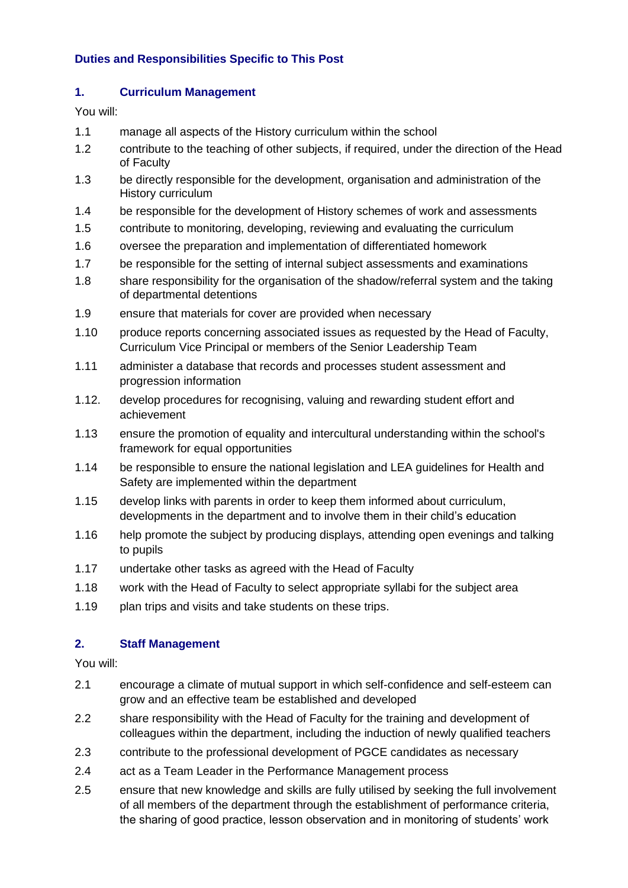## Duties and Responsibilities Specific to This Post

### 1. Curriculum Management

You will:

- 1.1 manage all aspects of the History curriculum within the school
- 1.2 contribute to the teaching of other subjects, if required, under the direction of the Head of Faculty
- 1.3 be directly responsible for the development, organisation and administration of the History curriculum
- 1.4 be responsible for the development of History schemes of work and assessments
- 1.5 contribute to monitoring, developing, reviewing and evaluating the curriculum
- 1.6 oversee the preparation and implementation of differentiated homework
- 1.7 be responsible for the setting of internal subject assessments and examinations
- 1.8 share responsibility for the organisation of the shadow/referral system and the taking of departmental detentions
- 1.9 ensure that materials for cover are provided when necessary
- 1.10 produce reports concerning associated issues as requested by the Head of Faculty, Curriculum Vice Principal or members of the Senior Leadership Team
- 1.11 administer a database that records and processes student assessment and progression information
- 1.12. develop procedures for recognising, valuing and rewarding student effort and achievement
- 1.13 ensure the promotion of equality and intercultural understanding within the school's framework for equal opportunities
- 1.14 be responsible to ensure the national legislation and LEA guidelines for Health and Safety are implemented within the department
- 1.15 develop links with parents in order to keep them informed about curriculum, developments in the department and to involve them in their child's education
- 1.16 help promote the subject by producing displays, attending open evenings and talking to pupils
- 1.17 undertake other tasks as agreed with the Head of Faculty
- 1.18 work with the Head of Faculty to select appropriate syllabi for the subject area
- 1.19 plan trips and visits and take students on these trips.

### 2. Staff Management

You will:

- 2.1 encourage a climate of mutual support in which self-confidence and self-esteem can grow and an effective team be established and developed
- 2.2 share responsibility with the Head of Faculty for the training and development of colleagues within the department, including the induction of newly qualified teachers
- 2.3 contribute to the professional development of PGCE candidates as necessary
- 2.4 act as a Team Leader in the Performance Management process
- 2.5 ensure that new knowledge and skills are fully utilised by seeking the full involvement of all members of the department through the establishment of performance criteria, the sharing of good practice, lesson observation and in monitoring of students' work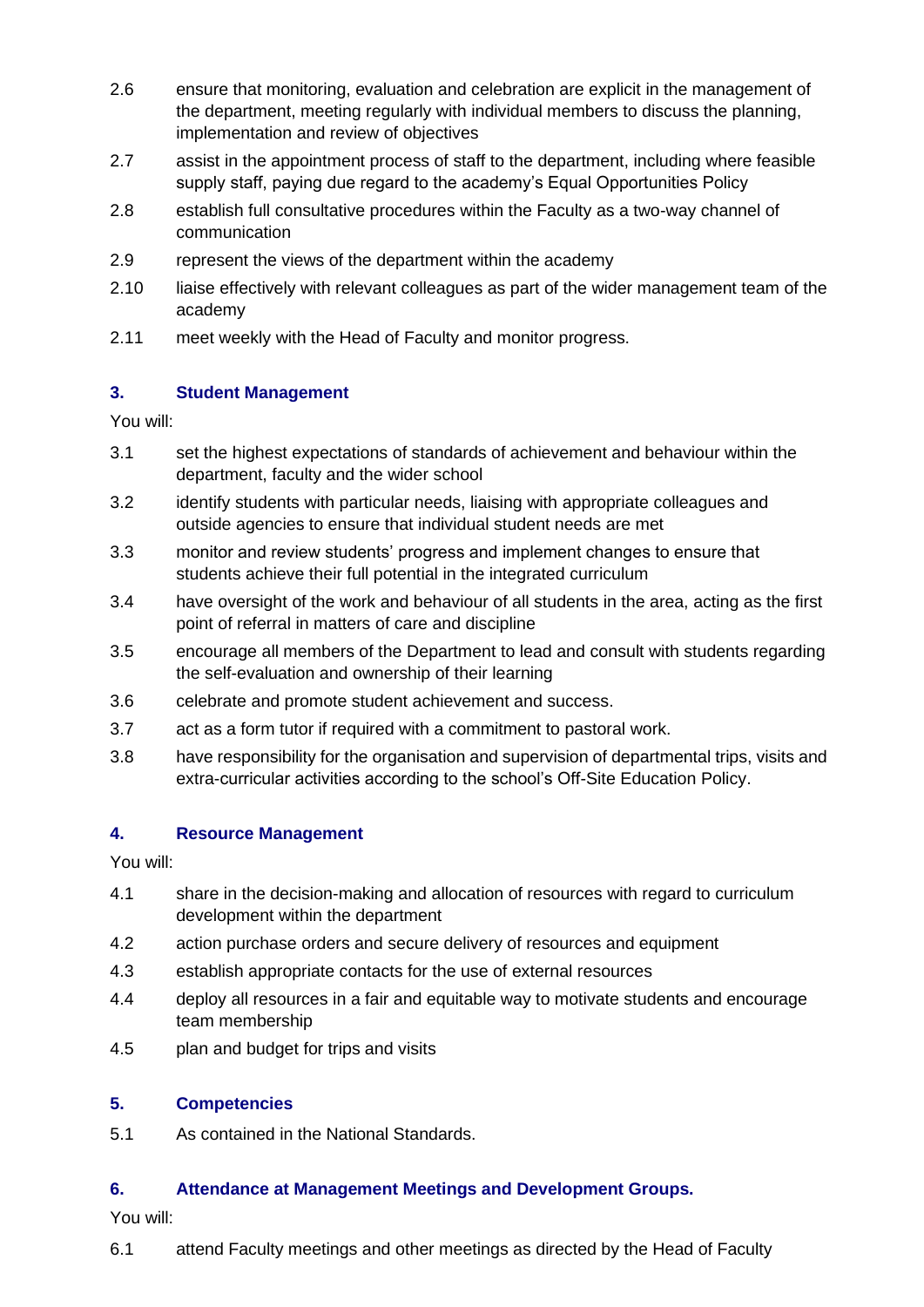2.6 ensure that monitoring, evaluation and celebration are explicit in the management of the department, meeting regularly with individual members to discuss the planning, implementation and review of objectives

2.7 assist in the appointment process of staff to the department, including where feasible supply staff, paying due regard to the academy's Equal Opportunities Policy

2.8 establish full consultative procedures within the Faculty as a two-way channel of communication

2.9 represent the views of the department within the academy

2.10 liaise effectively with relevant colleagues as part of the wider management team of the academy

2.11 meet weekly with the Head of Faculty and monitor progress.

### 3. Student Management

You will:

3.1 set the highest expectations of standards of achievement and behaviour within the department, faculty and the wider school

3.2 identify students with particular needs, liaising with appropriate colleagues and outside agencies to ensure that individual student needs are met

3.3 monitor and review students' progress and implement changes to ensure that students achieve their full potential in the integrated curriculum

3.4 have oversight of the work and behaviour of all students in the area, acting as the first point of referral in matters of care and discipline

3.5 encourage all members of the Department to lead and consult with students regarding the self-evaluation and ownership of their learning

3.6 celebrate and promote student achievement and success.

3.7 act as a form tutor if required with a commitment to pastoral work.

3.8 have responsibility for the organisation and supervision of departmental trips, visits and extra-curricular activities according to the school's Off-Site Education Policy.

### 4. Resource Management

You will:

4.1 share in the decision-making and allocation of resources with regard to curriculum development within the department

4.2 action purchase orders and secure delivery of resources and equipment

4.3 establish appropriate contacts for the use of external resources

4.4 deploy all resources in a fair and equitable way to motivate students and encourage team membership

4.5 plan and budget for trips and visits

### 5. Competencies

5.1 As contained in the National Standards.

### 6. Attendance at Management Meetings and Development Groups.

You will:

6.1 attend Faculty meetings and other meetings as directed by the Head of Faculty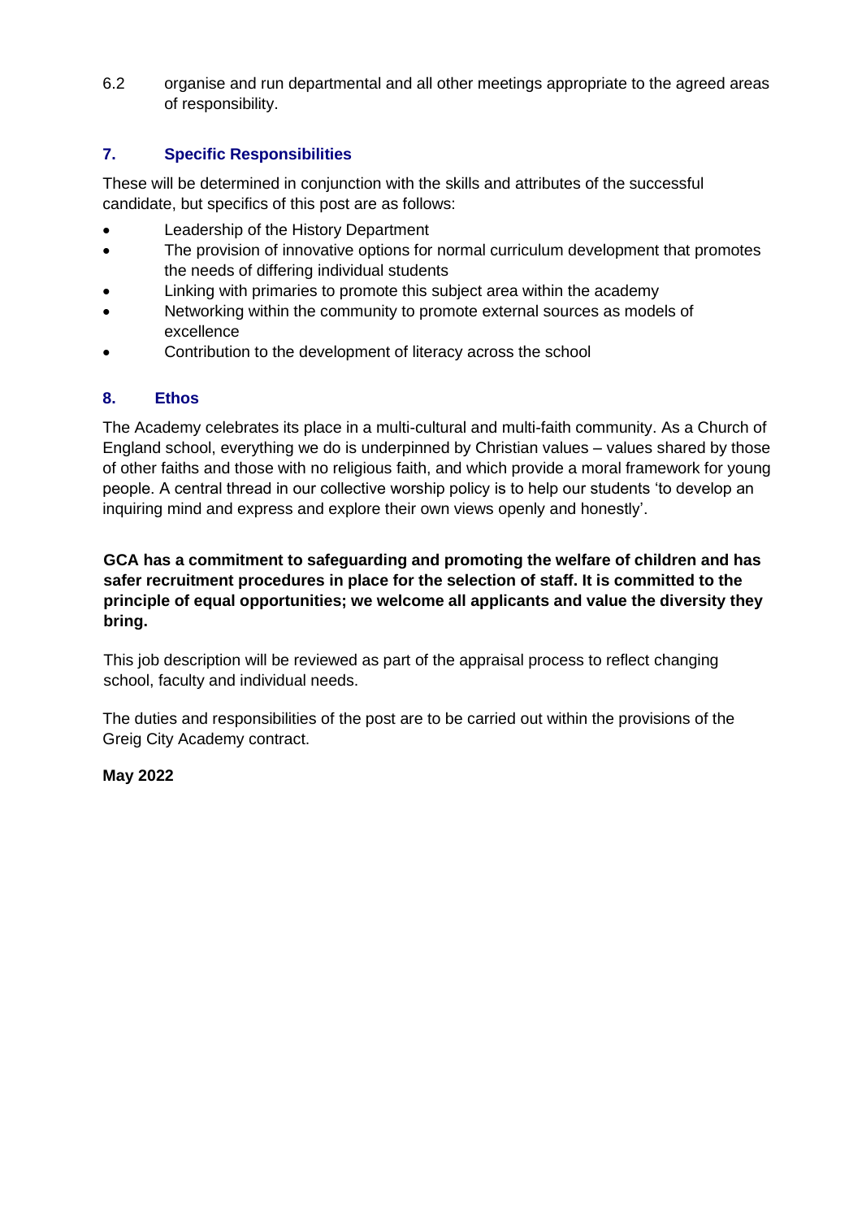6.2 organise and run departmental and all other meetings appropriate to the agreed areas of responsibility.

## 7. Specific Responsibilities

These will be determined in conjunction with the skills and attributes of the successful candidate, but specifics of this post are as follows:

- Leadership of the History Department
- The provision of innovative options for normal curriculum development that promotes the needs of differing individual students
- Linking with primaries to promote this subject area within the academy
- Networking within the community to promote external sources as models of excellence
- Contribution to the development of literacy across the school

## 8. Ethos

The Academy celebrates its place in a multi-cultural and multi-faith community. As a Church of England school, everything we do is underpinned by Christian values – values shared by those of other faiths and those with no religious faith, and which provide a moral framework for young people. A central thread in our collective worship policy is to help our students 'to develop an inquiring mind and express and explore their own views openly and honestly'.

**GCA has a commitment to safeguarding and promoting the welfare of children and has safer recruitment procedures in place for the selection of staff. It is committed to the principle of equal opportunities; we welcome all applicants and value the diversity they bring.**

This job description will be reviewed as part of the appraisal process to reflect changing school, faculty and individual needs.

The duties and responsibilities of the post are to be carried out within the provisions of the Greig City Academy contract.

**May 2022**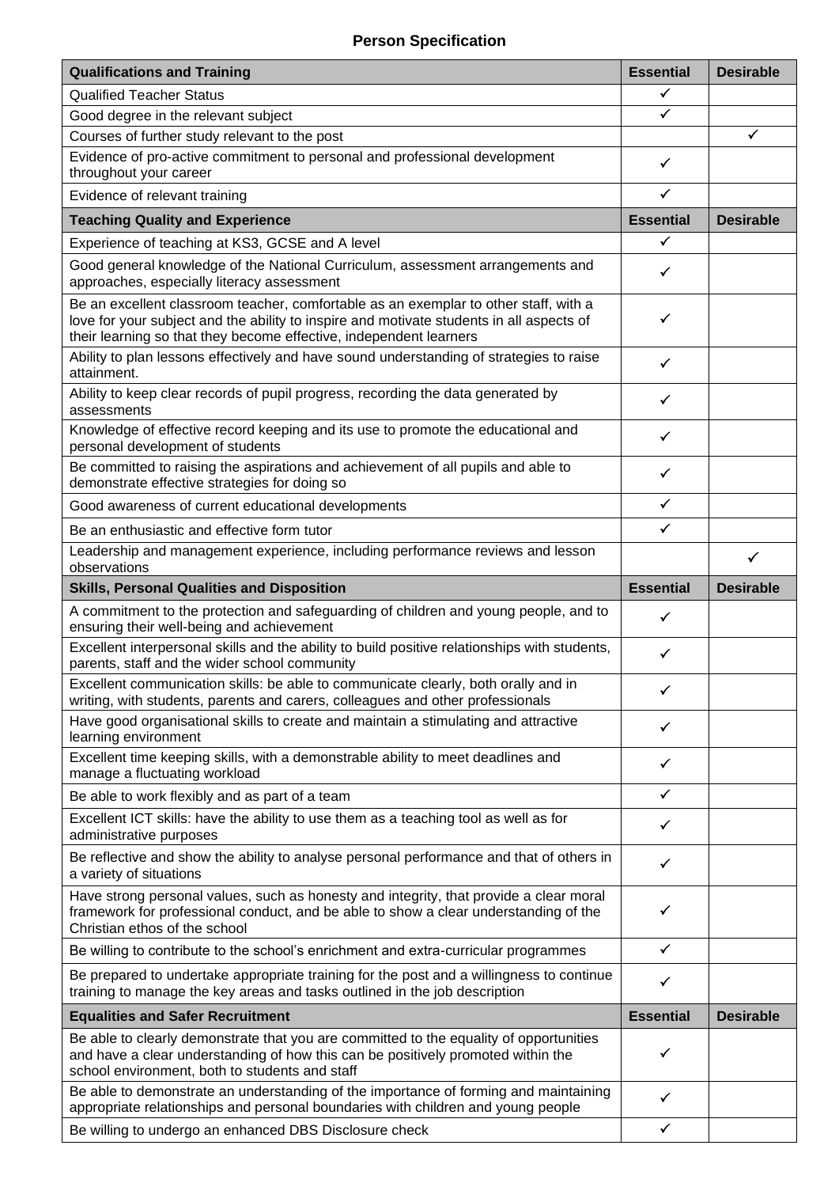## Person Specification

| Qualifications and Training | Essential | Desirable |
|---|---|---|
| Qualified Teacher Status | ✓ | |
| Good degree in the relevant subject | ✓ | |
| Courses of further study relevant to the post | | ✓ |
| Evidence of pro-active commitment to personal and professional development throughout your career | ✓ | |
| Evidence of relevant training | ✓ | |
| **Teaching Quality and Experience** | **Essential** | **Desirable** |
| Experience of teaching at KS3, GCSE and A level | ✓ | |
| Good general knowledge of the National Curriculum, assessment arrangements and approaches, especially literacy assessment | ✓ | |
| Be an excellent classroom teacher, comfortable as an exemplar to other staff, with a love for your subject and the ability to inspire and motivate students in all aspects of their learning so that they become effective, independent learners | ✓ | |
| Ability to plan lessons effectively and have sound understanding of strategies to raise attainment. | ✓ | |
| Ability to keep clear records of pupil progress, recording the data generated by assessments | ✓ | |
| Knowledge of effective record keeping and its use to promote the educational and personal development of students | ✓ | |
| Be committed to raising the aspirations and achievement of all pupils and able to demonstrate effective strategies for doing so | ✓ | |
| Good awareness of current educational developments | ✓ | |
| Be an enthusiastic and effective form tutor | ✓ | |
| Leadership and management experience, including performance reviews and lesson observations | | ✓ |
| **Skills, Personal Qualities and Disposition** | **Essential** | **Desirable** |
| A commitment to the protection and safeguarding of children and young people, and to ensuring their well-being and achievement | ✓ | |
| Excellent interpersonal skills and the ability to build positive relationships with students, parents, staff and the wider school community | ✓ | |
| Excellent communication skills: be able to communicate clearly, both orally and in writing, with students, parents and carers, colleagues and other professionals | ✓ | |
| Have good organisational skills to create and maintain a stimulating and attractive learning environment | ✓ | |
| Excellent time keeping skills, with a demonstrable ability to meet deadlines and manage a fluctuating workload | ✓ | |
| Be able to work flexibly and as part of a team | ✓ | |
| Excellent ICT skills: have the ability to use them as a teaching tool as well as for administrative purposes | ✓ | |
| Be reflective and show the ability to analyse personal performance and that of others in a variety of situations | ✓ | |
| Have strong personal values, such as honesty and integrity, that provide a clear moral framework for professional conduct, and be able to show a clear understanding of the Christian ethos of the school | ✓ | |
| Be willing to contribute to the school's enrichment and extra-curricular programmes | ✓ | |
| Be prepared to undertake appropriate training for the post and a willingness to continue training to manage the key areas and tasks outlined in the job description | ✓ | |
| **Equalities and Safer Recruitment** | **Essential** | **Desirable** |
| Be able to clearly demonstrate that you are committed to the equality of opportunities and have a clear understanding of how this can be positively promoted within the school environment, both to students and staff | ✓ | |
| Be able to demonstrate an understanding of the importance of forming and maintaining appropriate relationships and personal boundaries with children and young people | ✓ | |
| Be willing to undergo an enhanced DBS Disclosure check | ✓ | |